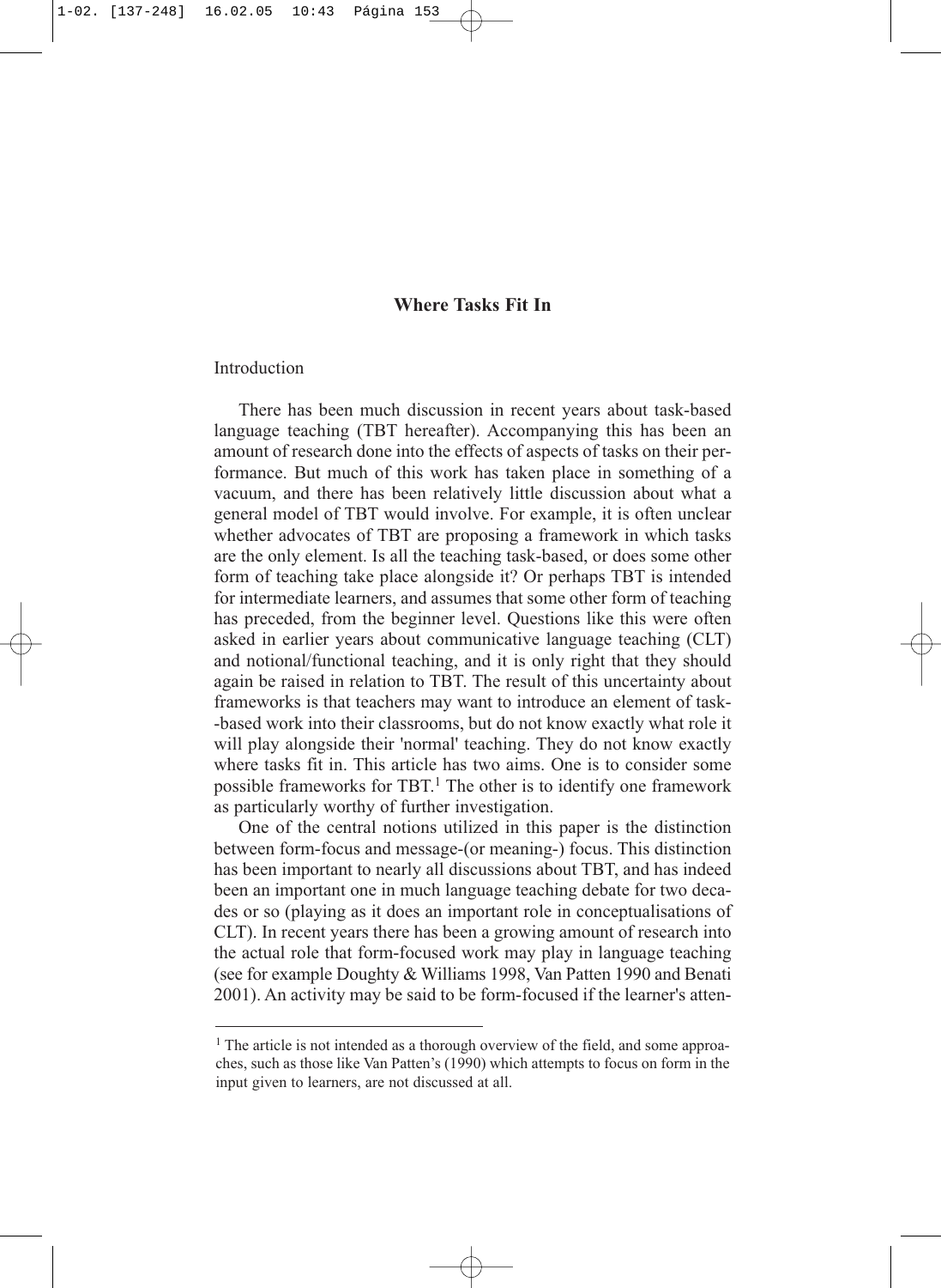# Where Tasks Fit In

## Introduction

There has been much discussion in recent years about task-based language teaching (TBT hereafter). Accompanying this has been an amount of research done into the effects of aspects of tasks on their performance. But much of this work has taken place in something of a vacuum, and there has been relatively little discussion about what a general model of TBT would involve. For example, it is often unclear whether advocates of TBT are proposing a framework in which tasks are the only element. Is all the teaching task-based, or does some other form of teaching take place alongside it? Or perhaps TBT is intended for intermediate learners, and assumes that some other form of teaching has preceded, from the beginner level. Questions like this were often asked in earlier years about communicative language teaching (CLT) and notional/functional teaching, and it is only right that they should again be raised in relation to TBT. The result of this uncertainty about frameworks is that teachers may want to introduce an element of task-based work into their classrooms, but do not know exactly what role it will play alongside their 'normal' teaching. They do not know exactly where tasks fit in. This article has two aims. One is to consider some possible frameworks for TBT.[1] The other is to identify one framework as particularly worthy of further investigation.

One of the central notions utilized in this paper is the distinction between form-focus and message-(or meaning-) focus. This distinction has been important to nearly all discussions about TBT, and has indeed been an important one in much language teaching debate for two decades or so (playing as it does an important role in conceptualisations of CLT). In recent years there has been a growing amount of research into the actual role that form-focused work may play in language teaching (see for example Doughty & Williams 1998, Van Patten 1990 and Benati 2001). An activity may be said to be form-focused if the learner's atten-

[1] The article is not intended as a thorough overview of the field, and some approaches, such as those like Van Patten's (1990) which attempts to focus on form in the input given to learners, are not discussed at all.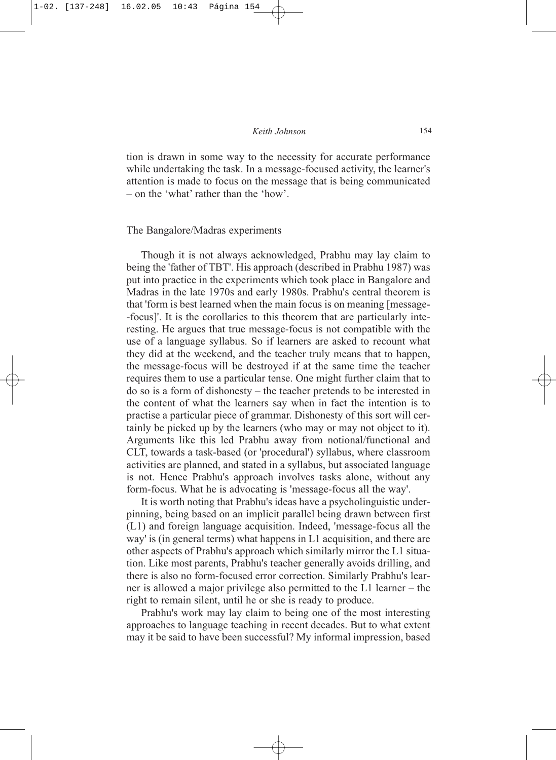tion is drawn in some way to the necessity for accurate performance while undertaking the task. In a message-focused activity, the learner's attention is made to focus on the message that is being communicated – on the 'what' rather than the 'how'.

## The Bangalore/Madras experiments

Though it is not always acknowledged, Prabhu may lay claim to being the 'father of TBT'. His approach (described in Prabhu 1987) was put into practice in the experiments which took place in Bangalore and Madras in the late 1970s and early 1980s. Prabhu's central theorem is that 'form is best learned when the main focus is on meaning [message-focus]'. It is the corollaries to this theorem that are particularly interesting. He argues that true message-focus is not compatible with the use of a language syllabus. So if learners are asked to recount what they did at the weekend, and the teacher truly means that to happen, the message-focus will be destroyed if at the same time the teacher requires them to use a particular tense. One might further claim that to do so is a form of dishonesty – the teacher pretends to be interested in the content of what the learners say when in fact the intention is to practise a particular piece of grammar. Dishonesty of this sort will certainly be picked up by the learners (who may or may not object to it). Arguments like this led Prabhu away from notional/functional and CLT, towards a task-based (or 'procedural') syllabus, where classroom activities are planned, and stated in a syllabus, but associated language is not. Hence Prabhu's approach involves tasks alone, without any form-focus. What he is advocating is 'message-focus all the way'.

It is worth noting that Prabhu's ideas have a psycholinguistic underpinning, being based on an implicit parallel being drawn between first (L1) and foreign language acquisition. Indeed, 'message-focus all the way' is (in general terms) what happens in L1 acquisition, and there are other aspects of Prabhu's approach which similarly mirror the L1 situation. Like most parents, Prabhu's teacher generally avoids drilling, and there is also no form-focused error correction. Similarly Prabhu's learner is allowed a major privilege also permitted to the L1 learner – the right to remain silent, until he or she is ready to produce.

Prabhu's work may lay claim to being one of the most interesting approaches to language teaching in recent decades. But to what extent may it be said to have been successful? My informal impression, based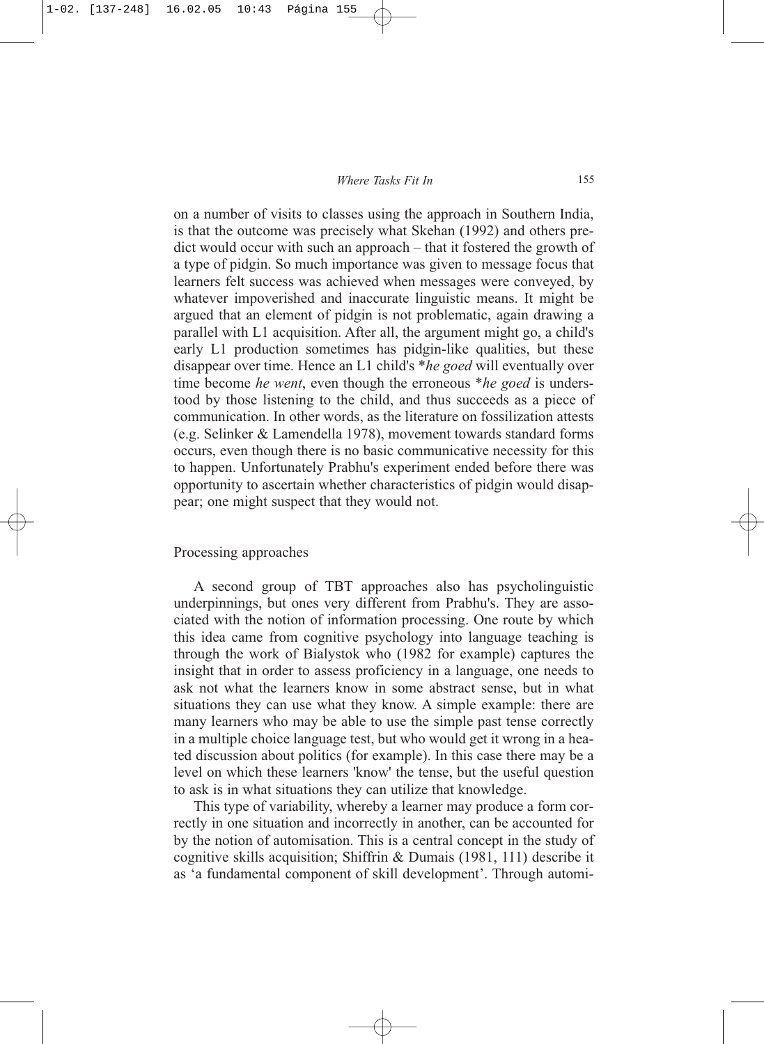on a number of visits to classes using the approach in Southern India, is that the outcome was precisely what Skehan (1992) and others predict would occur with such an approach – that it fostered the growth of a type of pidgin. So much importance was given to message focus that learners felt success was achieved when messages were conveyed, by whatever impoverished and inaccurate linguistic means. It might be argued that an element of pidgin is not problematic, again drawing a parallel with L1 acquisition. After all, the argument might go, a child's early L1 production sometimes has pidgin-like qualities, but these disappear over time. Hence an L1 child's **he goed* will eventually over time become *he went*, even though the erroneous **he goed* is understood by those listening to the child, and thus succeeds as a piece of communication. In other words, as the literature on fossilization attests (e.g. Selinker & Lamendella 1978), movement towards standard forms occurs, even though there is no basic communicative necessity for this to happen. Unfortunately Prabhu's experiment ended before there was opportunity to ascertain whether characteristics of pidgin would disappear; one might suspect that they would not.

## Processing approaches

A second group of TBT approaches also has psycholinguistic underpinnings, but ones very different from Prabhu's. They are associated with the notion of information processing. One route by which this idea came from cognitive psychology into language teaching is through the work of Bialystok who (1982 for example) captures the insight that in order to assess proficiency in a language, one needs to ask not what the learners know in some abstract sense, but in what situations they can use what they know. A simple example: there are many learners who may be able to use the simple past tense correctly in a multiple choice language test, but who would get it wrong in a heated discussion about politics (for example). In this case there may be a level on which these learners 'know' the tense, but the useful question to ask is in what situations they can utilize that knowledge.

This type of variability, whereby a learner may produce a form correctly in one situation and incorrectly in another, can be accounted for by the notion of automisation. This is a central concept in the study of cognitive skills acquisition; Shiffrin & Dumais (1981, 111) describe it as 'a fundamental component of skill development'. Through automi-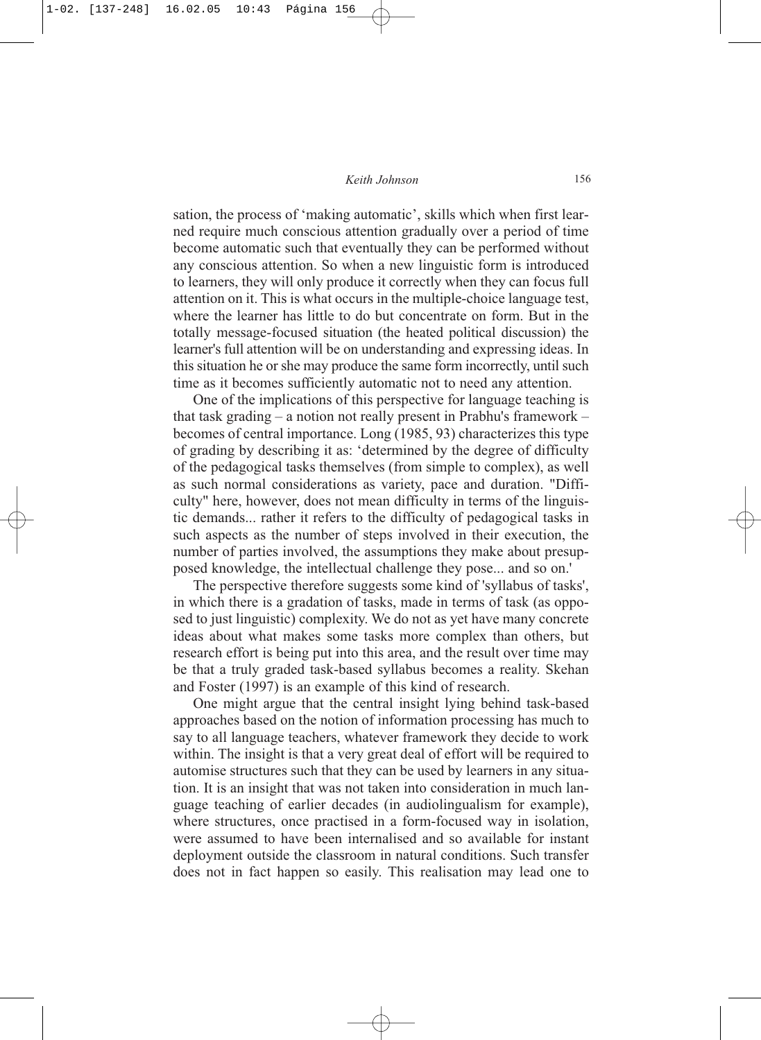sation, the process of 'making automatic', skills which when first learned require much conscious attention gradually over a period of time become automatic such that eventually they can be performed without any conscious attention. So when a new linguistic form is introduced to learners, they will only produce it correctly when they can focus full attention on it. This is what occurs in the multiple-choice language test, where the learner has little to do but concentrate on form. But in the totally message-focused situation (the heated political discussion) the learner's full attention will be on understanding and expressing ideas. In this situation he or she may produce the same form incorrectly, until such time as it becomes sufficiently automatic not to need any attention.

One of the implications of this perspective for language teaching is that task grading – a notion not really present in Prabhu's framework – becomes of central importance. Long (1985, 93) characterizes this type of grading by describing it as: 'determined by the degree of difficulty of the pedagogical tasks themselves (from simple to complex), as well as such normal considerations as variety, pace and duration. "Difficulty" here, however, does not mean difficulty in terms of the linguistic demands... rather it refers to the difficulty of pedagogical tasks in such aspects as the number of steps involved in their execution, the number of parties involved, the assumptions they make about presupposed knowledge, the intellectual challenge they pose... and so on.'

The perspective therefore suggests some kind of 'syllabus of tasks', in which there is a gradation of tasks, made in terms of task (as opposed to just linguistic) complexity. We do not as yet have many concrete ideas about what makes some tasks more complex than others, but research effort is being put into this area, and the result over time may be that a truly graded task-based syllabus becomes a reality. Skehan and Foster (1997) is an example of this kind of research.

One might argue that the central insight lying behind task-based approaches based on the notion of information processing has much to say to all language teachers, whatever framework they decide to work within. The insight is that a very great deal of effort will be required to automise structures such that they can be used by learners in any situation. It is an insight that was not taken into consideration in much language teaching of earlier decades (in audiolingualism for example), where structures, once practised in a form-focused way in isolation, were assumed to have been internalised and so available for instant deployment outside the classroom in natural conditions. Such transfer does not in fact happen so easily. This realisation may lead one to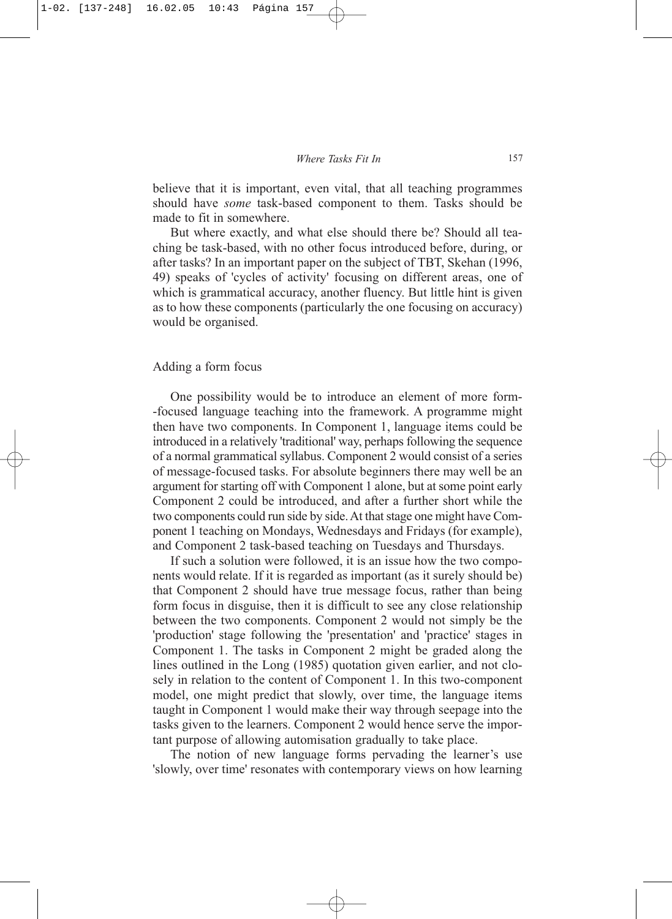believe that it is important, even vital, that all teaching programmes should have *some* task-based component to them. Tasks should be made to fit in somewhere.

But where exactly, and what else should there be? Should all teaching be task-based, with no other focus introduced before, during, or after tasks? In an important paper on the subject of TBT, Skehan (1996, 49) speaks of 'cycles of activity' focusing on different areas, one of which is grammatical accuracy, another fluency. But little hint is given as to how these components (particularly the one focusing on accuracy) would be organised.

## Adding a form focus

One possibility would be to introduce an element of more form-focused language teaching into the framework. A programme might then have two components. In Component 1, language items could be introduced in a relatively 'traditional' way, perhaps following the sequence of a normal grammatical syllabus. Component 2 would consist of a series of message-focused tasks. For absolute beginners there may well be an argument for starting off with Component 1 alone, but at some point early Component 2 could be introduced, and after a further short while the two components could run side by side. At that stage one might have Component 1 teaching on Mondays, Wednesdays and Fridays (for example), and Component 2 task-based teaching on Tuesdays and Thursdays.

If such a solution were followed, it is an issue how the two components would relate. If it is regarded as important (as it surely should be) that Component 2 should have true message focus, rather than being form focus in disguise, then it is difficult to see any close relationship between the two components. Component 2 would not simply be the 'production' stage following the 'presentation' and 'practice' stages in Component 1. The tasks in Component 2 might be graded along the lines outlined in the Long (1985) quotation given earlier, and not closely in relation to the content of Component 1. In this two-component model, one might predict that slowly, over time, the language items taught in Component 1 would make their way through seepage into the tasks given to the learners. Component 2 would hence serve the important purpose of allowing automisation gradually to take place.

The notion of new language forms pervading the learner's use 'slowly, over time' resonates with contemporary views on how learning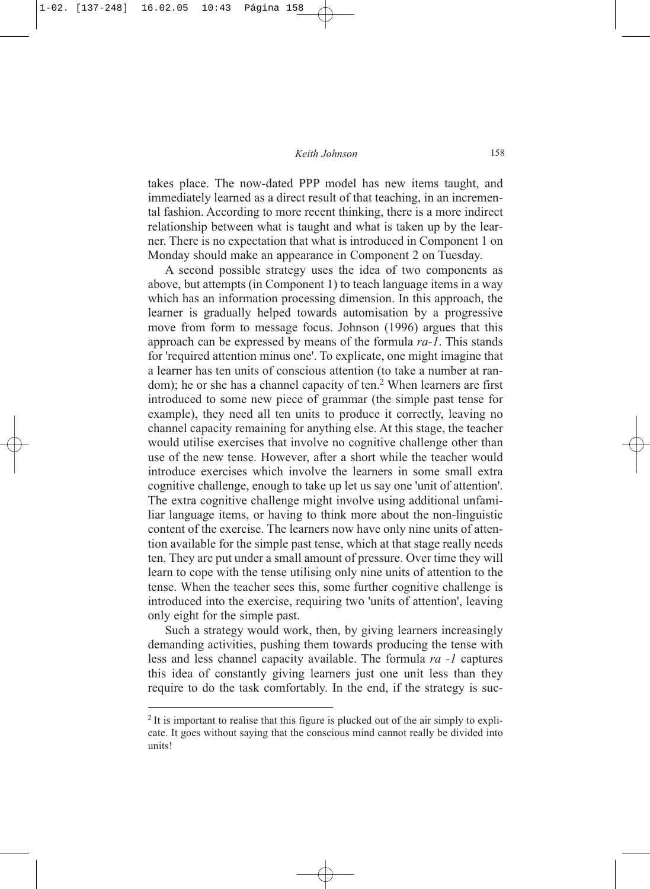takes place. The now-dated PPP model has new items taught, and immediately learned as a direct result of that teaching, in an incremental fashion. According to more recent thinking, there is a more indirect relationship between what is taught and what is taken up by the learner. There is no expectation that what is introduced in Component 1 on Monday should make an appearance in Component 2 on Tuesday.

A second possible strategy uses the idea of two components as above, but attempts (in Component 1) to teach language items in a way which has an information processing dimension. In this approach, the learner is gradually helped towards automisation by a progressive move from form to message focus. Johnson (1996) argues that this approach can be expressed by means of the formula *ra-1*. This stands for 'required attention minus one'. To explicate, one might imagine that a learner has ten units of conscious attention (to take a number at random); he or she has a channel capacity of ten.[2] When learners are first introduced to some new piece of grammar (the simple past tense for example), they need all ten units to produce it correctly, leaving no channel capacity remaining for anything else. At this stage, the teacher would utilise exercises that involve no cognitive challenge other than use of the new tense. However, after a short while the teacher would introduce exercises which involve the learners in some small extra cognitive challenge, enough to take up let us say one 'unit of attention'. The extra cognitive challenge might involve using additional unfamiliar language items, or having to think more about the non-linguistic content of the exercise. The learners now have only nine units of attention available for the simple past tense, which at that stage really needs ten. They are put under a small amount of pressure. Over time they will learn to cope with the tense utilising only nine units of attention to the tense. When the teacher sees this, some further cognitive challenge is introduced into the exercise, requiring two 'units of attention', leaving only eight for the simple past.

Such a strategy would work, then, by giving learners increasingly demanding activities, pushing them towards producing the tense with less and less channel capacity available. The formula *ra -1* captures this idea of constantly giving learners just one unit less than they require to do the task comfortably. In the end, if the strategy is suc-

---

[2] It is important to realise that this figure is plucked out of the air simply to explicate. It goes without saying that the conscious mind cannot really be divided into units!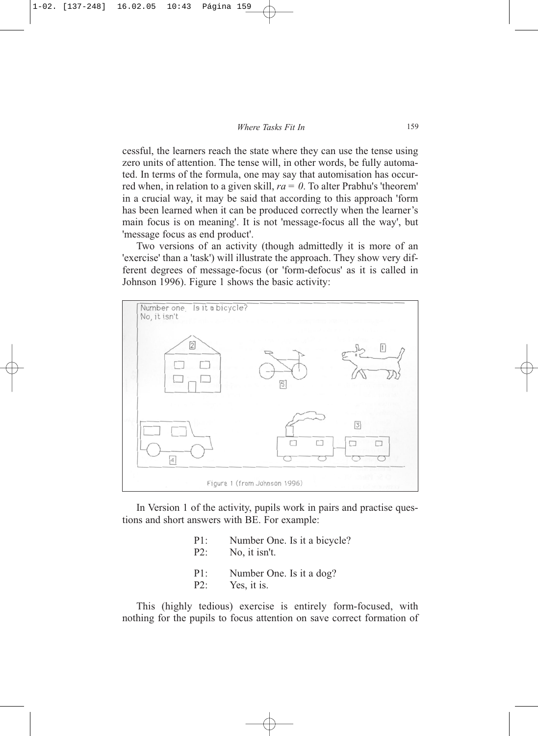cessful, the learners reach the state where they can use the tense using zero units of attention. The tense will, in other words, be fully automated. In terms of the formula, one may say that automisation has occurred when, in relation to a given skill, $ra = 0$. To alter Prabhu's 'theorem' in a crucial way, it may be said that according to this approach 'form has been learned when it can be produced correctly when the learner's main focus is on meaning'. It is not 'message-focus all the way', but 'message focus as end product'.

Two versions of an activity (though admittedly it is more of an 'exercise' than a 'task') will illustrate the approach. They show very different degrees of message-focus (or 'form-defocus' as it is called in Johnson 1996). Figure 1 shows the basic activity:

Number one. Is it a bicycle?
No, it isn't

Figure 1 (from Johnson 1996)

In Version 1 of the activity, pupils work in pairs and practise questions and short answers with BE. For example:

P1: Number One. Is it a bicycle?
P2: No, it isn't.

P1: Number One. Is it a dog?
P2: Yes, it is.

This (highly tedious) exercise is entirely form-focused, with nothing for the pupils to focus attention on save correct formation of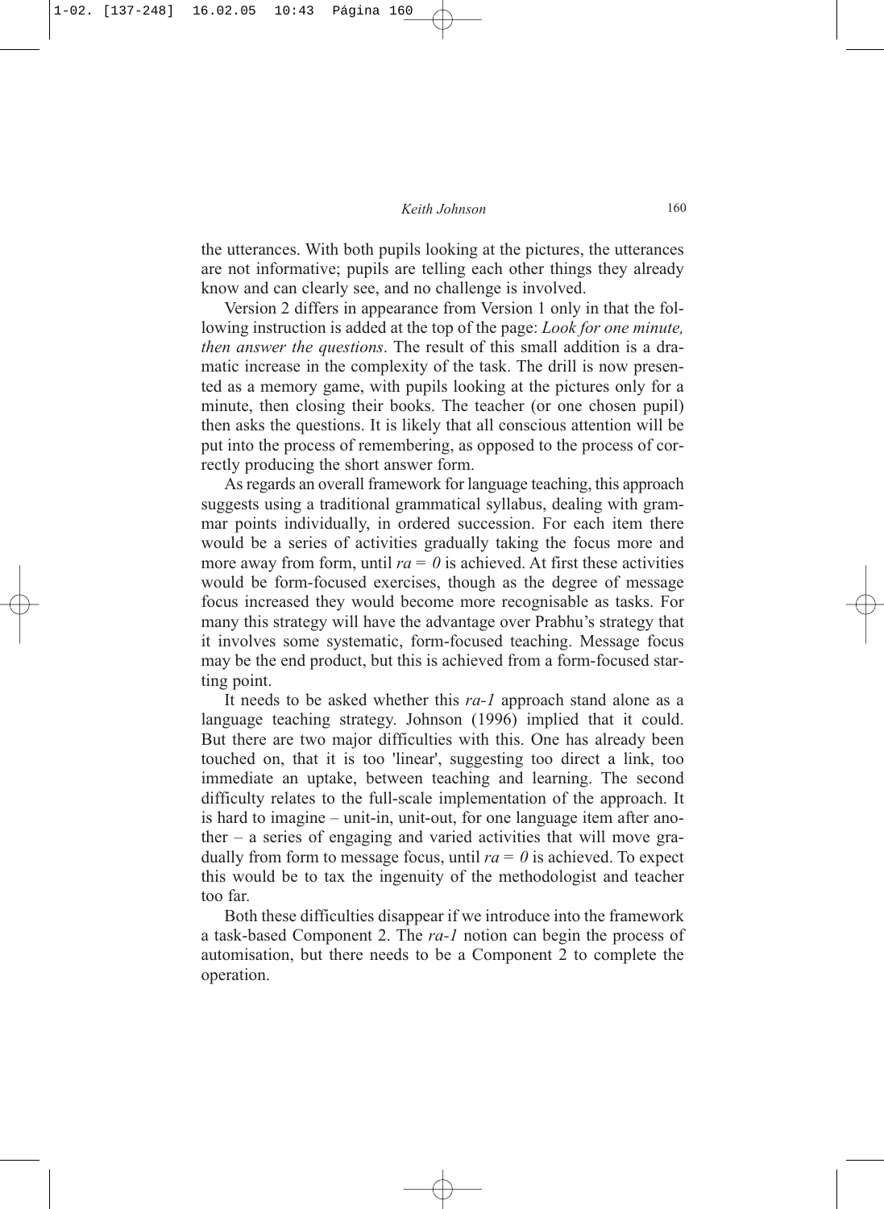the utterances. With both pupils looking at the pictures, the utterances are not informative; pupils are telling each other things they already know and can clearly see, and no challenge is involved.

Version 2 differs in appearance from Version 1 only in that the following instruction is added at the top of the page: *Look for one minute, then answer the questions*. The result of this small addition is a dramatic increase in the complexity of the task. The drill is now presented as a memory game, with pupils looking at the pictures only for a minute, then closing their books. The teacher (or one chosen pupil) then asks the questions. It is likely that all conscious attention will be put into the process of remembering, as opposed to the process of correctly producing the short answer form.

As regards an overall framework for language teaching, this approach suggests using a traditional grammatical syllabus, dealing with grammar points individually, in ordered succession. For each item there would be a series of activities gradually taking the focus more and more away from form, until $ra = 0$ is achieved. At first these activities would be form-focused exercises, though as the degree of message focus increased they would become more recognisable as tasks. For many this strategy will have the advantage over Prabhu's strategy that it involves some systematic, form-focused teaching. Message focus may be the end product, but this is achieved from a form-focused starting point.

It needs to be asked whether this *ra-1* approach stand alone as a language teaching strategy. Johnson (1996) implied that it could. But there are two major difficulties with this. One has already been touched on, that it is too 'linear', suggesting too direct a link, too immediate an uptake, between teaching and learning. The second difficulty relates to the full-scale implementation of the approach. It is hard to imagine – unit-in, unit-out, for one language item after another – a series of engaging and varied activities that will move gradually from form to message focus, until $ra = 0$ is achieved. To expect this would be to tax the ingenuity of the methodologist and teacher too far.

Both these difficulties disappear if we introduce into the framework a task-based Component 2. The *ra-1* notion can begin the process of automisation, but there needs to be a Component 2 to complete the operation.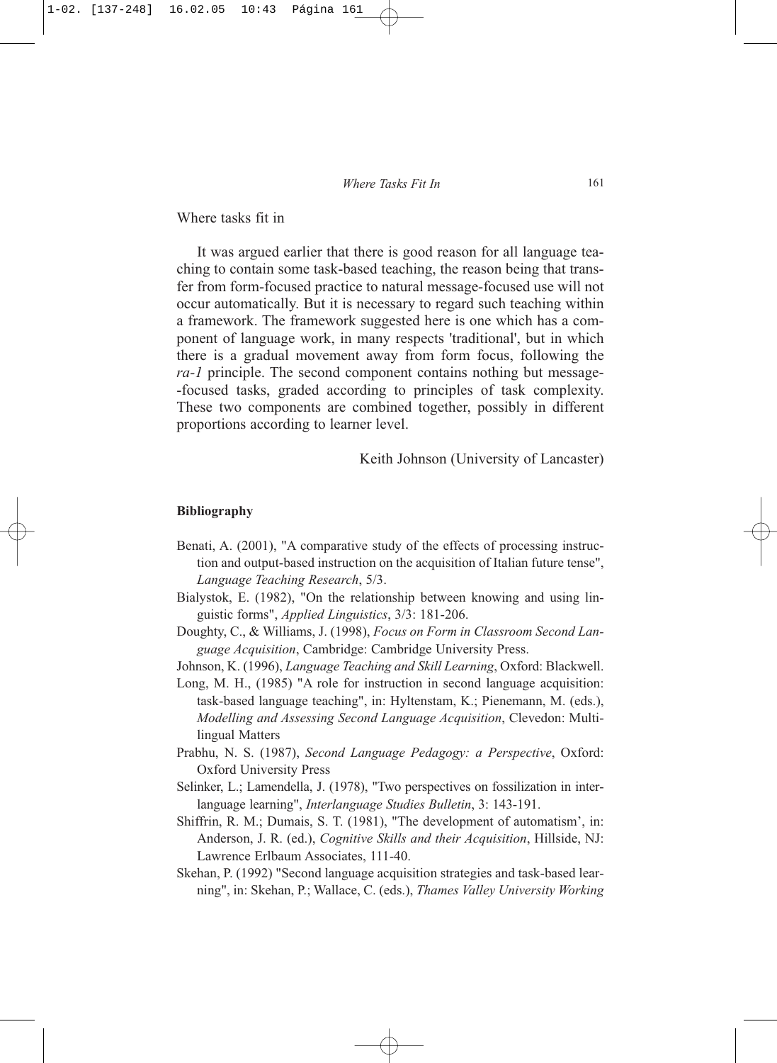## Where tasks fit in

It was argued earlier that there is good reason for all language teaching to contain some task-based teaching, the reason being that transfer from form-focused practice to natural message-focused use will not occur automatically. But it is necessary to regard such teaching within a framework. The framework suggested here is one which has a component of language work, in many respects 'traditional', but in which there is a gradual movement away from form focus, following the *ra-1* principle. The second component contains nothing but message-focused tasks, graded according to principles of task complexity. These two components are combined together, possibly in different proportions according to learner level.

Keith Johnson (University of Lancaster)

### Bibliography

Benati, A. (2001), "A comparative study of the effects of processing instruction and output-based instruction on the acquisition of Italian future tense", *Language Teaching Research*, 5/3.

Bialystok, E. (1982), "On the relationship between knowing and using linguistic forms", *Applied Linguistics*, 3/3: 181-206.

Doughty, C., & Williams, J. (1998), *Focus on Form in Classroom Second Language Acquisition*, Cambridge: Cambridge University Press.

Johnson, K. (1996), *Language Teaching and Skill Learning*, Oxford: Blackwell.

Long, M. H., (1985) "A role for instruction in second language acquisition: task-based language teaching", in: Hyltenstam, K.; Pienemann, M. (eds.), *Modelling and Assessing Second Language Acquisition*, Clevedon: Multilingual Matters

Prabhu, N. S. (1987), *Second Language Pedagogy: a Perspective*, Oxford: Oxford University Press

Selinker, L.; Lamendella, J. (1978), "Two perspectives on fossilization in interlanguage learning", *Interlanguage Studies Bulletin*, 3: 143-191.

Shiffrin, R. M.; Dumais, S. T. (1981), "The development of automatism', in: Anderson, J. R. (ed.), *Cognitive Skills and their Acquisition*, Hillside, NJ: Lawrence Erlbaum Associates, 111-40.

Skehan, P. (1992) "Second language acquisition strategies and task-based learning", in: Skehan, P.; Wallace, C. (eds.), *Thames Valley University Working*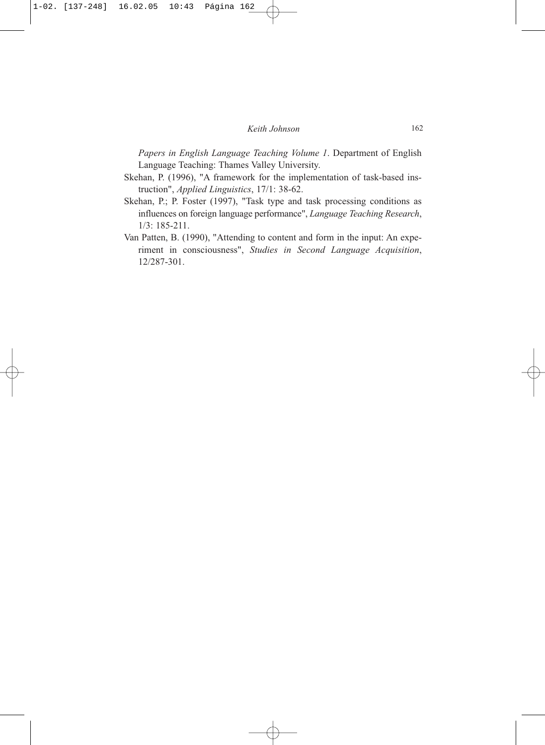*Papers in English Language Teaching Volume 1*. Department of English Language Teaching: Thames Valley University.

Skehan, P. (1996), "A framework for the implementation of task-based instruction", *Applied Linguistics*, 17/1: 38-62.

Skehan, P.; P. Foster (1997), "Task type and task processing conditions as influences on foreign language performance", *Language Teaching Research*, 1/3: 185-211.

Van Patten, B. (1990), "Attending to content and form in the input: An experiment in consciousness", *Studies in Second Language Acquisition*, 12/287-301.